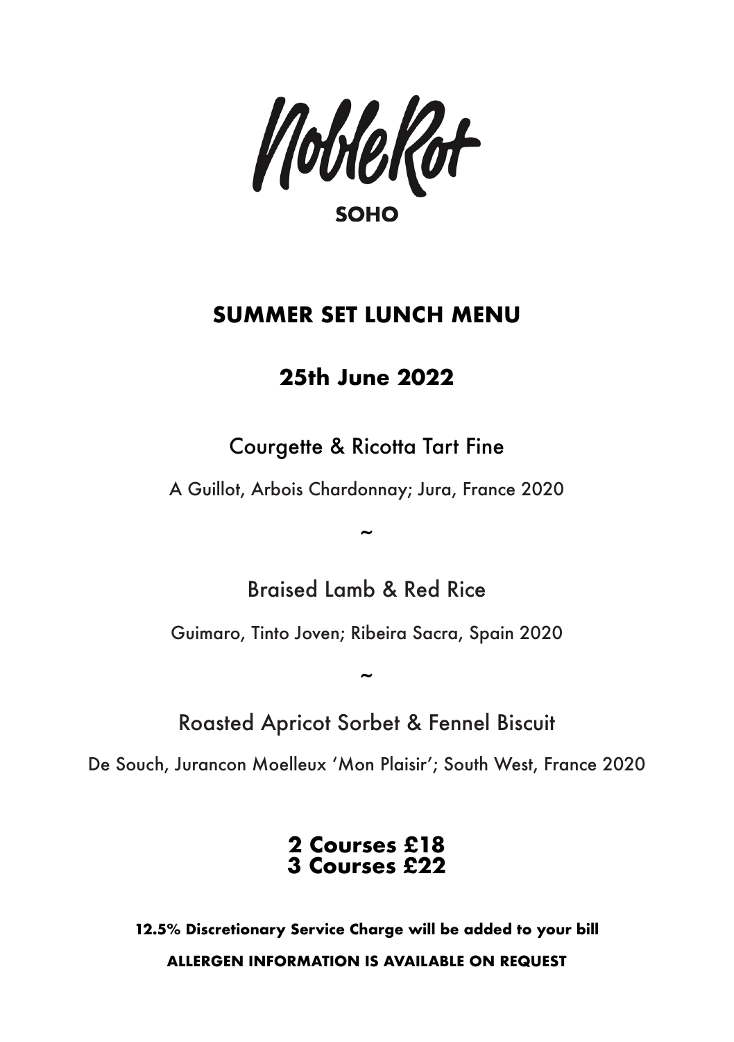# Noble Rot

**SOHO**

## SUMMER SET LUNCH MENU

### 25th June 2022

Courgette & Ricotta Tart Fine

A Guillot, Arbois Chardonnay; Jura, France 2020

~

Braised Lamb & Red Rice

Guimaro, Tinto Joven; Ribeira Sacra, Spain 2020

~

Roasted Apricot Sorbet & Fennel Biscuit

De Souch, Jurancon Moelleux 'Mon Plaisir'; South West, France 2020

**2 Courses £18**
**3 Courses £22**

**12.5% Discretionary Service Charge will be added to your bill**

**ALLERGEN INFORMATION IS AVAILABLE ON REQUEST**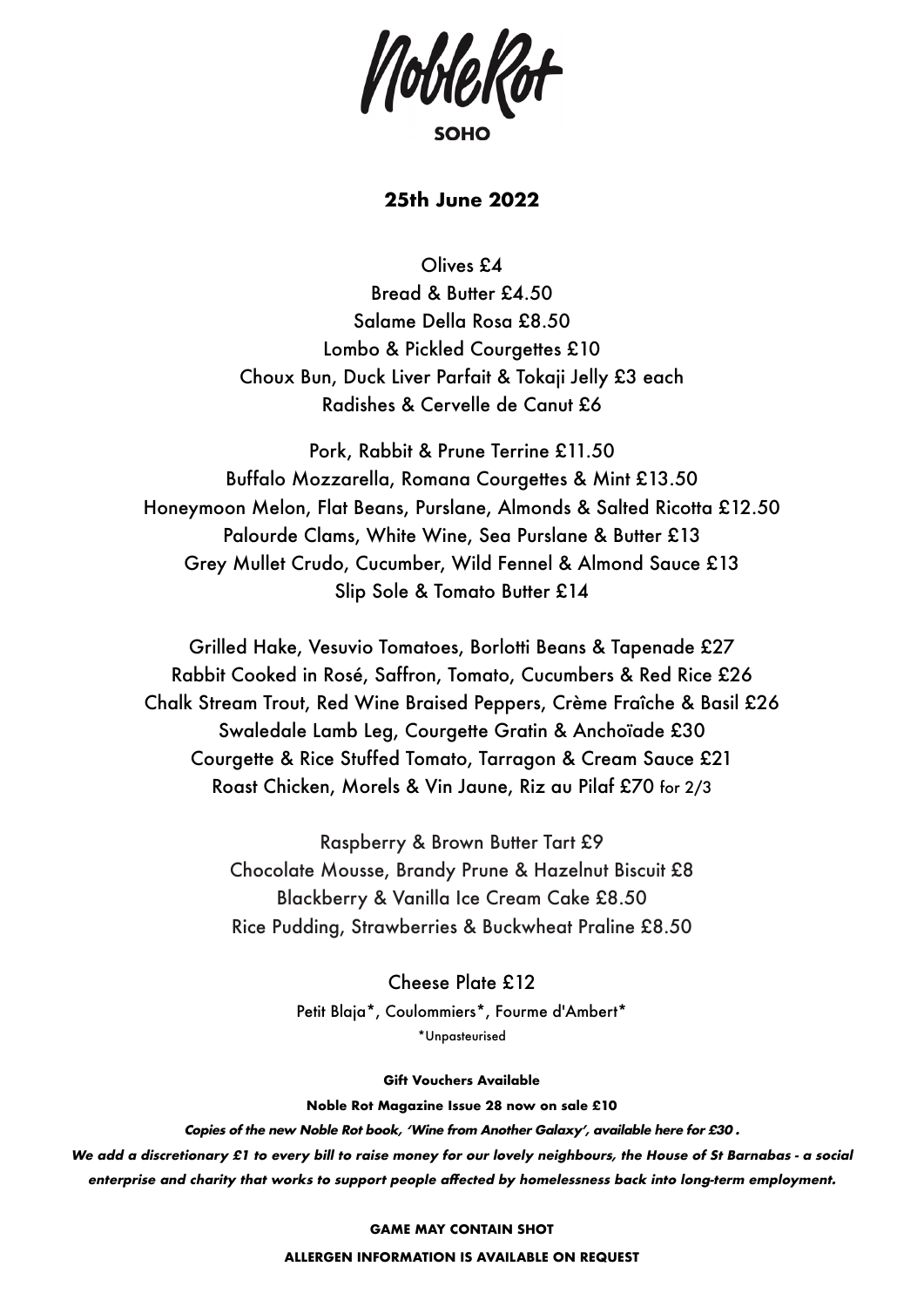# Noble Rot

**SOHO**

## 25th June 2022

Olives £4
Bread & Butter £4.50
Salame Della Rosa £8.50
Lombo & Pickled Courgettes £10
Choux Bun, Duck Liver Parfait & Tokaji Jelly £3 each
Radishes & Cervelle de Canut £6

Pork, Rabbit & Prune Terrine £11.50
Buffalo Mozzarella, Romana Courgettes & Mint £13.50
Honeymoon Melon, Flat Beans, Purslane, Almonds & Salted Ricotta £12.50
Palourde Clams, White Wine, Sea Purslane & Butter £13
Grey Mullet Crudo, Cucumber, Wild Fennel & Almond Sauce £13
Slip Sole & Tomato Butter £14

Grilled Hake, Vesuvio Tomatoes, Borlotti Beans & Tapenade £27
Rabbit Cooked in Rosé, Saffron, Tomato, Cucumbers & Red Rice £26
Chalk Stream Trout, Red Wine Braised Peppers, Crème Fraîche & Basil £26
Swaledale Lamb Leg, Courgette Gratin & Anchoïade £30
Courgette & Rice Stuffed Tomato, Tarragon & Cream Sauce £21
Roast Chicken, Morels & Vin Jaune, Riz au Pilaf £70 for 2/3

Raspberry & Brown Butter Tart £9
Chocolate Mousse, Brandy Prune & Hazelnut Biscuit £8
Blackberry & Vanilla Ice Cream Cake £8.50
Rice Pudding, Strawberries & Buckwheat Praline £8.50

Cheese Plate £12
Petit Blaja*, Coulommiers*, Fourme d'Ambert*
*Unpasteurised

**Gift Vouchers Available**

**Noble Rot Magazine Issue 28 now on sale £10**

***Copies of the new Noble Rot book, 'Wine from Another Galaxy', available here for £30 .***

***We add a discretionary £1 to every bill to raise money for our lovely neighbours, the House of St Barnabas - a social enterprise and charity that works to support people affected by homelessness back into long-term employment.***

**GAME MAY CONTAIN SHOT**

**ALLERGEN INFORMATION IS AVAILABLE ON REQUEST**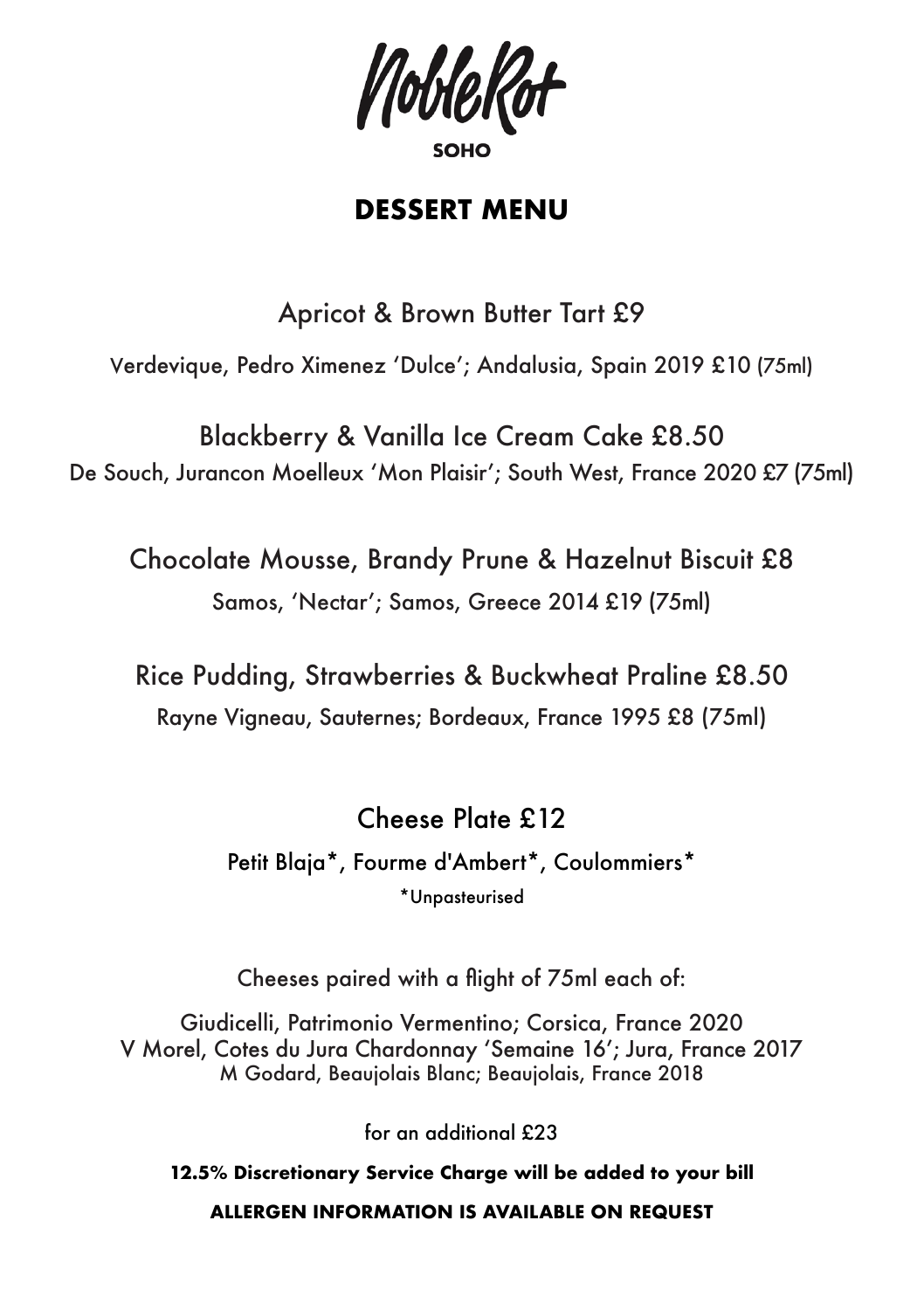# NobleRot

SOHO

## DESSERT MENU

Apricot & Brown Butter Tart £9

Verdevique, Pedro Ximenez 'Dulce'; Andalusia, Spain 2019 £10 (75ml)

Blackberry & Vanilla Ice Cream Cake £8.50

De Souch, Jurancon Moelleux 'Mon Plaisir'; South West, France 2020 £7 (75ml)

Chocolate Mousse, Brandy Prune & Hazelnut Biscuit £8

Samos, 'Nectar'; Samos, Greece 2014 £19 (75ml)

Rice Pudding, Strawberries & Buckwheat Praline £8.50

Rayne Vigneau, Sauternes; Bordeaux, France 1995 £8 (75ml)

Cheese Plate £12

Petit Blaja*, Fourme d'Ambert*, Coulommiers*

*Unpasteurised

Cheeses paired with a flight of 75ml each of:

Giudicelli, Patrimonio Vermentino; Corsica, France 2020
V Morel, Cotes du Jura Chardonnay 'Semaine 16'; Jura, France 2017
M Godard, Beaujolais Blanc; Beaujolais, France 2018

for an additional £23

**12.5% Discretionary Service Charge will be added to your bill**

**ALLERGEN INFORMATION IS AVAILABLE ON REQUEST**